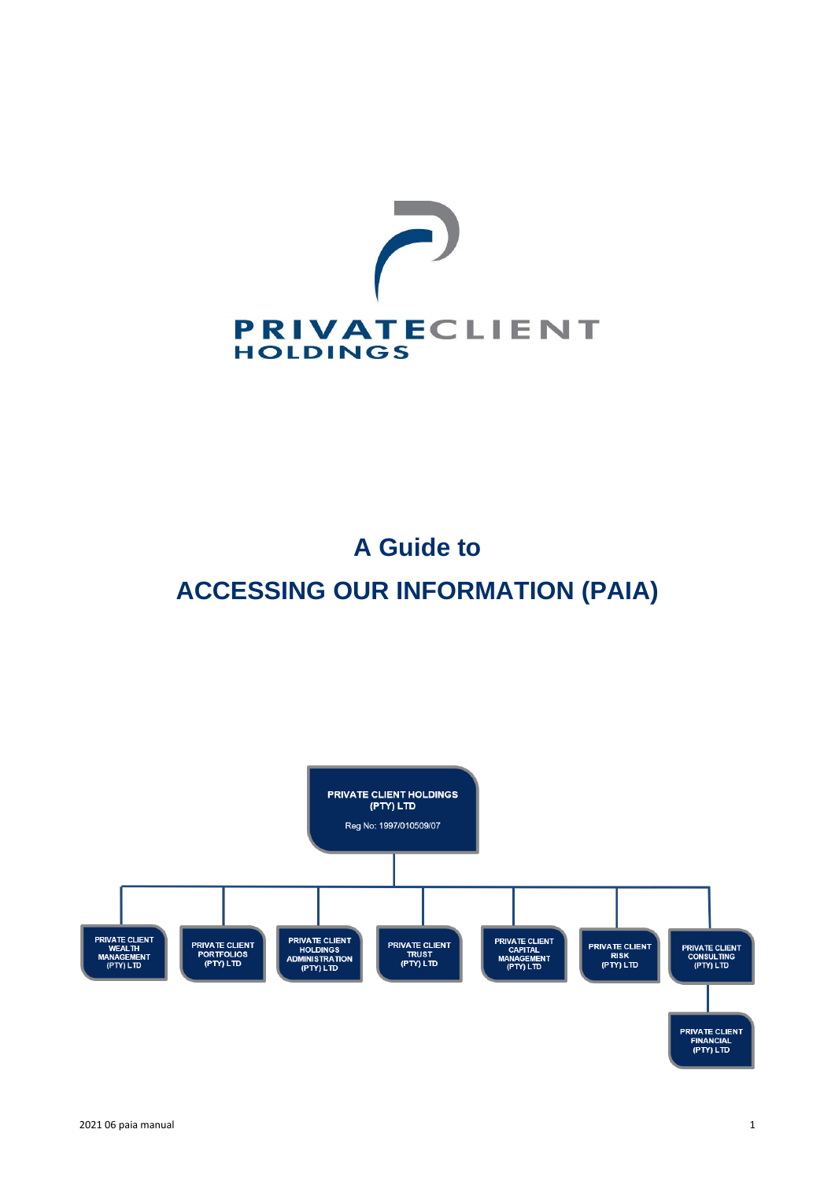PRIVATECLIENT
HOLDINGS

# A Guide to

# ACCESSING OUR INFORMATION (PAIA)

PRIVATE CLIENT HOLDINGS (PTY) LTD

Reg No: 1997/010509/07

- PRIVATE CLIENT WEALTH MANAGEMENT (PTY) LTD
- PRIVATE CLIENT PORTFOLIOS (PTY) LTD
- PRIVATE CLIENT HOLDINGS ADMINISTRATION (PTY) LTD
- PRIVATE CLIENT TRUST (PTY) LTD
- PRIVATE CLIENT CAPITAL MANAGEMENT (PTY) LTD
- PRIVATE CLIENT RISK (PTY) LTD
- PRIVATE CLIENT CONSULTING (PTY) LTD
  - PRIVATE CLIENT FINANCIAL (PTY) LTD

2021 06 paia manual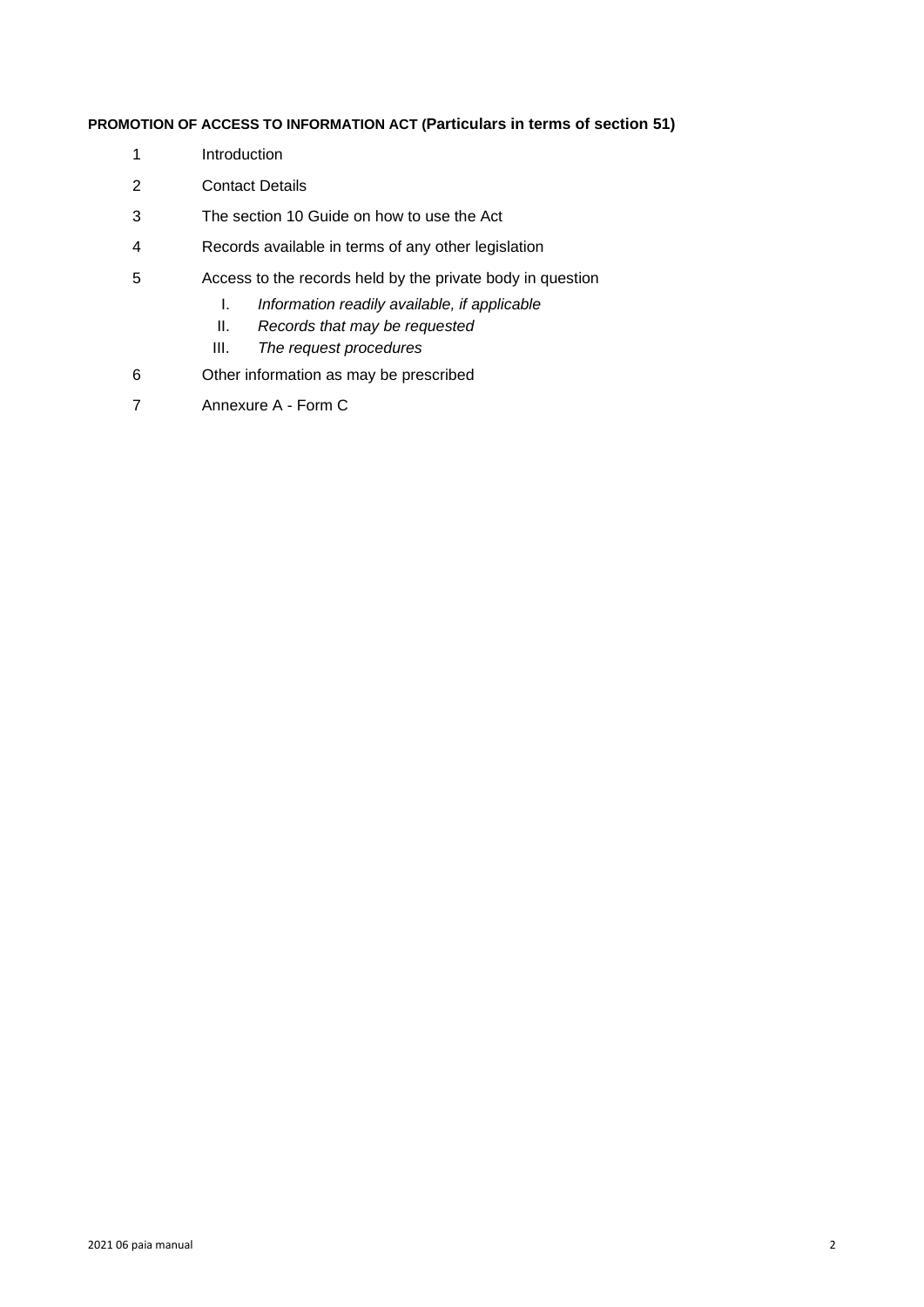**PROMOTION OF ACCESS TO INFORMATION ACT (Particulars in terms of section 51)**

1 Introduction

2 Contact Details

3 The section 10 Guide on how to use the Act

4 Records available in terms of any other legislation

5 Access to the records held by the private body in question

   I. *Information readily available, if applicable*
   II. *Records that may be requested*
   III. *The request procedures*

6 Other information as may be prescribed

7 Annexure A - Form C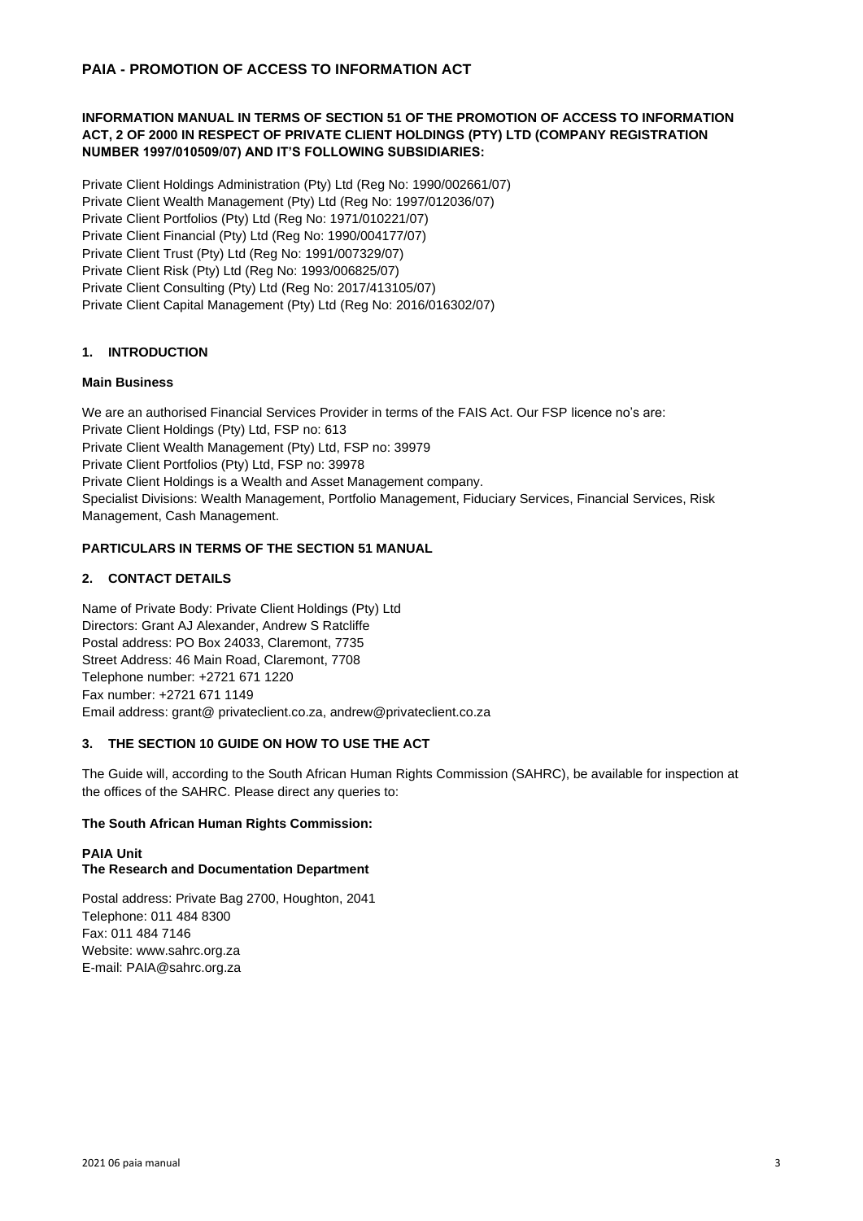## PAIA - PROMOTION OF ACCESS TO INFORMATION ACT

**INFORMATION MANUAL IN TERMS OF SECTION 51 OF THE PROMOTION OF ACCESS TO INFORMATION ACT, 2 OF 2000 IN RESPECT OF PRIVATE CLIENT HOLDINGS (PTY) LTD (COMPANY REGISTRATION NUMBER 1997/010509/07) AND IT'S FOLLOWING SUBSIDIARIES:**

Private Client Holdings Administration (Pty) Ltd (Reg No: 1990/002661/07)
Private Client Wealth Management (Pty) Ltd (Reg No: 1997/012036/07)
Private Client Portfolios (Pty) Ltd (Reg No: 1971/010221/07)
Private Client Financial (Pty) Ltd (Reg No: 1990/004177/07)
Private Client Trust (Pty) Ltd (Reg No: 1991/007329/07)
Private Client Risk (Pty) Ltd (Reg No: 1993/006825/07)
Private Client Consulting (Pty) Ltd (Reg No: 2017/413105/07)
Private Client Capital Management (Pty) Ltd (Reg No: 2016/016302/07)

### 1. INTRODUCTION

**Main Business**

We are an authorised Financial Services Provider in terms of the FAIS Act. Our FSP licence no's are:
Private Client Holdings (Pty) Ltd, FSP no: 613
Private Client Wealth Management (Pty) Ltd, FSP no: 39979
Private Client Portfolios (Pty) Ltd, FSP no: 39978
Private Client Holdings is a Wealth and Asset Management company.
Specialist Divisions: Wealth Management, Portfolio Management, Fiduciary Services, Financial Services, Risk Management, Cash Management.

**PARTICULARS IN TERMS OF THE SECTION 51 MANUAL**

### 2. CONTACT DETAILS

Name of Private Body: Private Client Holdings (Pty) Ltd
Directors: Grant AJ Alexander, Andrew S Ratcliffe
Postal address: PO Box 24033, Claremont, 7735
Street Address: 46 Main Road, Claremont, 7708
Telephone number: +2721 671 1220
Fax number: +2721 671 1149
Email address: grant@ privateclient.co.za, andrew@privateclient.co.za

### 3. THE SECTION 10 GUIDE ON HOW TO USE THE ACT

The Guide will, according to the South African Human Rights Commission (SAHRC), be available for inspection at the offices of the SAHRC. Please direct any queries to:

**The South African Human Rights Commission:**

**PAIA Unit**
**The Research and Documentation Department**

Postal address: Private Bag 2700, Houghton, 2041
Telephone: 011 484 8300
Fax: 011 484 7146
Website: www.sahrc.org.za
E-mail: PAIA@sahrc.org.za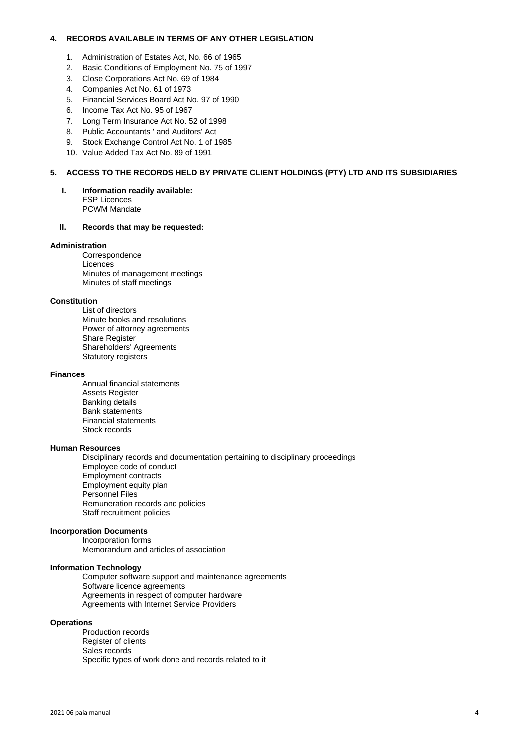## 4. RECORDS AVAILABLE IN TERMS OF ANY OTHER LEGISLATION

1. Administration of Estates Act, No. 66 of 1965
2. Basic Conditions of Employment No. 75 of 1997
3. Close Corporations Act No. 69 of 1984
4. Companies Act No. 61 of 1973
5. Financial Services Board Act No. 97 of 1990
6. Income Tax Act No. 95 of 1967
7. Long Term Insurance Act No. 52 of 1998
8. Public Accountants ' and Auditors' Act
9. Stock Exchange Control Act No. 1 of 1985
10. Value Added Tax Act No. 89 of 1991

## 5. ACCESS TO THE RECORDS HELD BY PRIVATE CLIENT HOLDINGS (PTY) LTD AND ITS SUBSIDIARIES

**I. Information readily available:**

FSP Licences
PCWM Mandate

**II. Records that may be requested:**

**Administration**

Correspondence
Licences
Minutes of management meetings
Minutes of staff meetings

**Constitution**

List of directors
Minute books and resolutions
Power of attorney agreements
Share Register
Shareholders' Agreements
Statutory registers

**Finances**

Annual financial statements
Assets Register
Banking details
Bank statements
Financial statements
Stock records

**Human Resources**

Disciplinary records and documentation pertaining to disciplinary proceedings
Employee code of conduct
Employment contracts
Employment equity plan
Personnel Files
Remuneration records and policies
Staff recruitment policies

**Incorporation Documents**

Incorporation forms
Memorandum and articles of association

**Information Technology**

Computer software support and maintenance agreements
Software licence agreements
Agreements in respect of computer hardware
Agreements with Internet Service Providers

**Operations**

Production records
Register of clients
Sales records
Specific types of work done and records related to it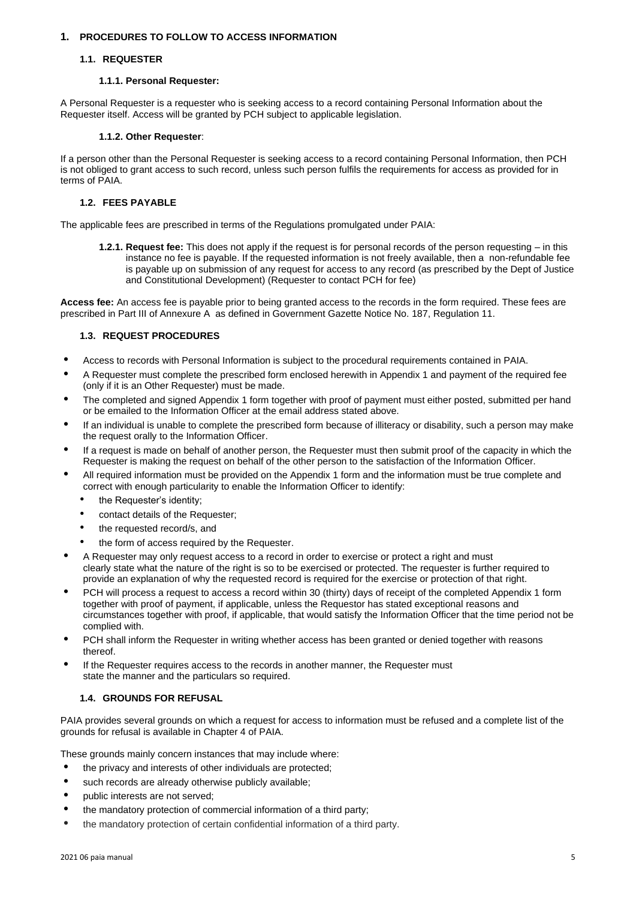# 1. PROCEDURES TO FOLLOW TO ACCESS INFORMATION

## 1.1. REQUESTER

### 1.1.1. Personal Requester:

A Personal Requester is a requester who is seeking access to a record containing Personal Information about the Requester itself. Access will be granted by PCH subject to applicable legislation.

### 1.1.2. Other Requester:

If a person other than the Personal Requester is seeking access to a record containing Personal Information, then PCH is not obliged to grant access to such record, unless such person fulfils the requirements for access as provided for in terms of PAIA.

## 1.2. FEES PAYABLE

The applicable fees are prescribed in terms of the Regulations promulgated under PAIA:

**1.2.1. Request fee:** This does not apply if the request is for personal records of the person requesting – in this instance no fee is payable. If the requested information is not freely available, then a non-refundable fee is payable up on submission of any request for access to any record (as prescribed by the Dept of Justice and Constitutional Development) (Requester to contact PCH for fee)

**Access fee:** An access fee is payable prior to being granted access to the records in the form required. These fees are prescribed in Part III of Annexure A as defined in Government Gazette Notice No. 187, Regulation 11.

## 1.3. REQUEST PROCEDURES

- Access to records with Personal Information is subject to the procedural requirements contained in PAIA.
- A Requester must complete the prescribed form enclosed herewith in Appendix 1 and payment of the required fee (only if it is an Other Requester) must be made.
- The completed and signed Appendix 1 form together with proof of payment must either posted, submitted per hand or be emailed to the Information Officer at the email address stated above.
- If an individual is unable to complete the prescribed form because of illiteracy or disability, such a person may make the request orally to the Information Officer.
- If a request is made on behalf of another person, the Requester must then submit proof of the capacity in which the Requester is making the request on behalf of the other person to the satisfaction of the Information Officer.
- All required information must be provided on the Appendix 1 form and the information must be true complete and correct with enough particularity to enable the Information Officer to identify:
  - the Requester's identity;
  - contact details of the Requester;
  - the requested record/s, and
  - the form of access required by the Requester.
- A Requester may only request access to a record in order to exercise or protect a right and must clearly state what the nature of the right is so to be exercised or protected. The requester is further required to provide an explanation of why the requested record is required for the exercise or protection of that right.
- PCH will process a request to access a record within 30 (thirty) days of receipt of the completed Appendix 1 form together with proof of payment, if applicable, unless the Requestor has stated exceptional reasons and circumstances together with proof, if applicable, that would satisfy the Information Officer that the time period not be complied with.
- PCH shall inform the Requester in writing whether access has been granted or denied together with reasons thereof.
- If the Requester requires access to the records in another manner, the Requester must state the manner and the particulars so required.

## 1.4. GROUNDS FOR REFUSAL

PAIA provides several grounds on which a request for access to information must be refused and a complete list of the grounds for refusal is available in Chapter 4 of PAIA.

These grounds mainly concern instances that may include where:

- the privacy and interests of other individuals are protected;
- such records are already otherwise publicly available;
- public interests are not served;
- the mandatory protection of commercial information of a third party;
- the mandatory protection of certain confidential information of a third party.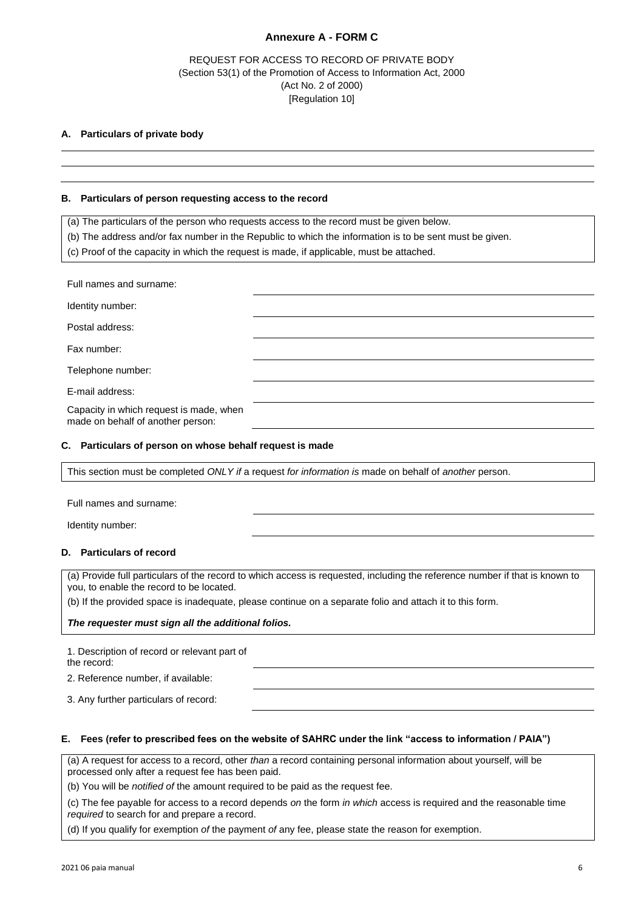**Annexure A - FORM C**

REQUEST FOR ACCESS TO RECORD OF PRIVATE BODY
(Section 53(1) of the Promotion of Access to Information Act, 2000
(Act No. 2 of 2000)
[Regulation 10]

## A. Particulars of private body

______________________________________________

______________________________________________

______________________________________________

## B. Particulars of person requesting access to the record

(a) The particulars of the person who requests access to the record must be given below.
(b) The address and/or fax number in the Republic to which the information is to be sent must be given.
(c) Proof of the capacity in which the request is made, if applicable, must be attached.

| | |
|---|---|
| Full names and surname: | |
| Identity number: | |
| Postal address: | |
| Fax number: | |
| Telephone number: | |
| E-mail address: | |
| Capacity in which request is made, when made on behalf of another person: | |

## C. Particulars of person on whose behalf request is made

This section must be completed *ONLY if* a request *for information is* made on behalf of *another* person.

| | |
|---|---|
| Full names and surname: | |
| Identity number: | |

## D. Particulars of record

(a) Provide full particulars of the record to which access is requested, including the reference number if that is known to you, to enable the record to be located.
(b) If the provided space is inadequate, please continue on a separate folio and attach it to this form.

***The requester must sign all the additional folios.***

| | |
|---|---|
| 1. Description of record or relevant part of the record: | |
| 2. Reference number, if available: | |
| 3. Any further particulars of record: | |

## E. Fees (refer to prescribed fees on the website of SAHRC under the link "access to information / PAIA")

(a) A request for access to a record, other *than* a record containing personal information about yourself, will be processed only after a request fee has been paid.
(b) You will be *notified of* the amount required to be paid as the request fee.
(c) The fee payable for access to a record depends *on* the form *in which* access is required and the reasonable time *required* to search for and prepare a record.
(d) If you qualify for exemption *of* the payment *of* any fee, please state the reason for exemption.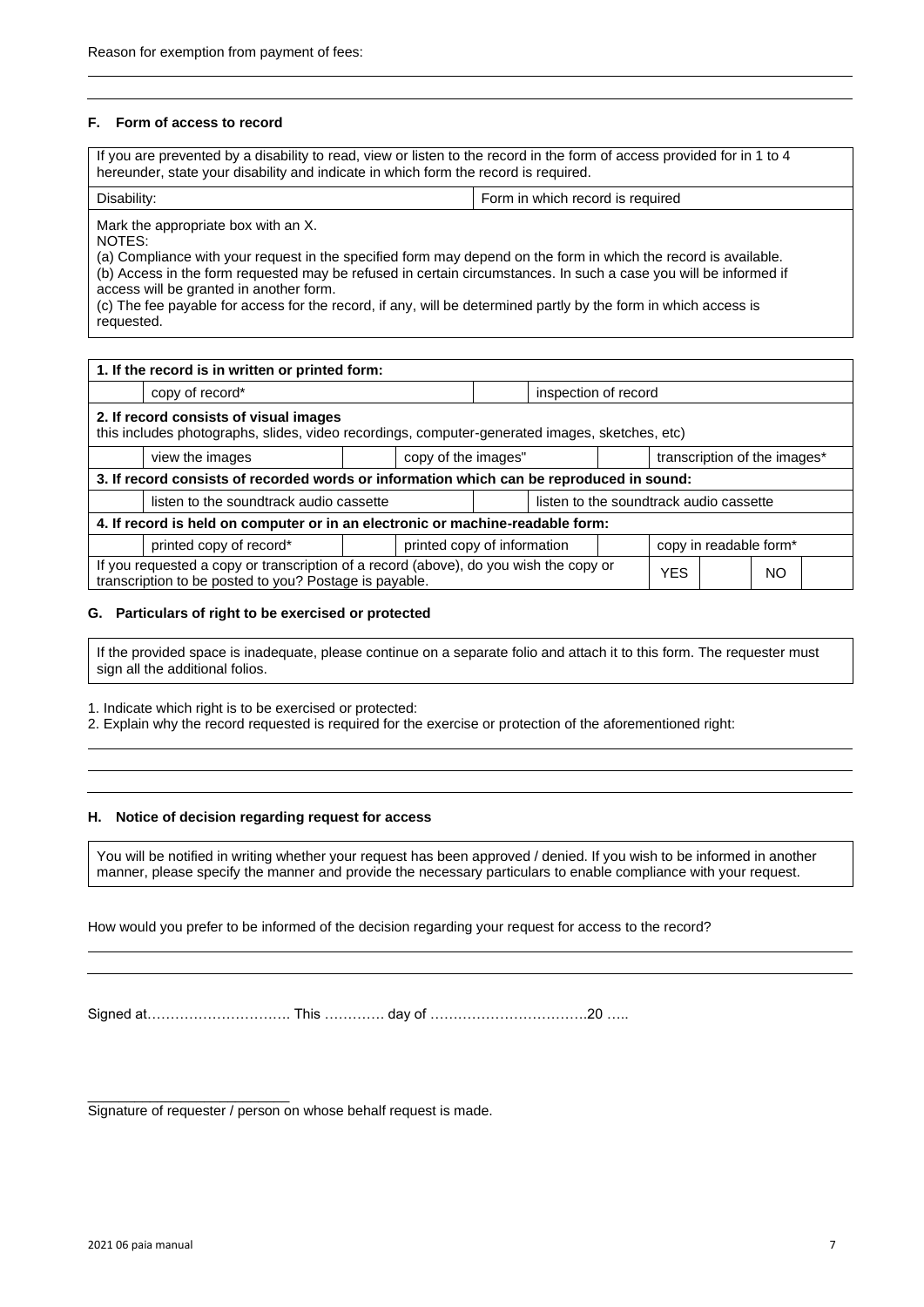Reason for exemption from payment of fees:

### F. Form of access to record

| |
|---|
| If you are prevented by a disability to read, view or listen to the record in the form of access provided for in 1 to 4 hereunder, state your disability and indicate in which form the record is required. |

| Disability: | Form in which record is required |
|---|---|
| | |

Mark the appropriate box with an X.
NOTES:
(a) Compliance with your request in the specified form may depend on the form in which the record is available.
(b) Access in the form requested may be refused in certain circumstances. In such a case you will be informed if access will be granted in another form.
(c) The fee payable for access for the record, if any, will be determined partly by the form in which access is requested.

| | | | | | | | | |
|---|---|---|---|---|---|---|---|---|
| **1. If the record is in written or printed form:** | | | | | | | | |
| | copy of record* | | | | inspection of record | | | |
| **2. If record consists of visual images** this includes photographs, slides, video recordings, computer-generated images, sketches, etc) | | | | | | | | |
| | view the images | | copy of the images" | | | transcription of the images* | | |
| **3. If record consists of recorded words or information which can be reproduced in sound:** | | | | | | | | |
| | listen to the soundtrack audio cassette | | | | listen to the soundtrack audio cassette | | | |
| **4. If record is held on computer or in an electronic or machine-readable form:** | | | | | | | | |
| | printed copy of record* | | printed copy of information | | | copy in readable form* | | |
| If you requested a copy or transcription of a record (above), do you wish the copy or transcription to be posted to you? Postage is payable. | | | | | | YES | | NO |

### G. Particulars of right to be exercised or protected

| |
|---|
| If the provided space is inadequate, please continue on a separate folio and attach it to this form. The requester must sign all the additional folios. |

1. Indicate which right is to be exercised or protected:
2. Explain why the record requested is required for the exercise or protection of the aforementioned right:

### H. Notice of decision regarding request for access

| |
|---|
| You will be notified in writing whether your request has been approved / denied. If you wish to be informed in another manner, please specify the manner and provide the necessary particulars to enable compliance with your request. |

How would you prefer to be informed of the decision regarding your request for access to the record?

Signed at…………………………. This …………. day of …………………………….20 …..

\_\_\_\_\_\_\_\_\_\_\_\_\_\_\_\_\_\_\_\_\_\_\_\_\_\_

Signature of requester / person on whose behalf request is made.